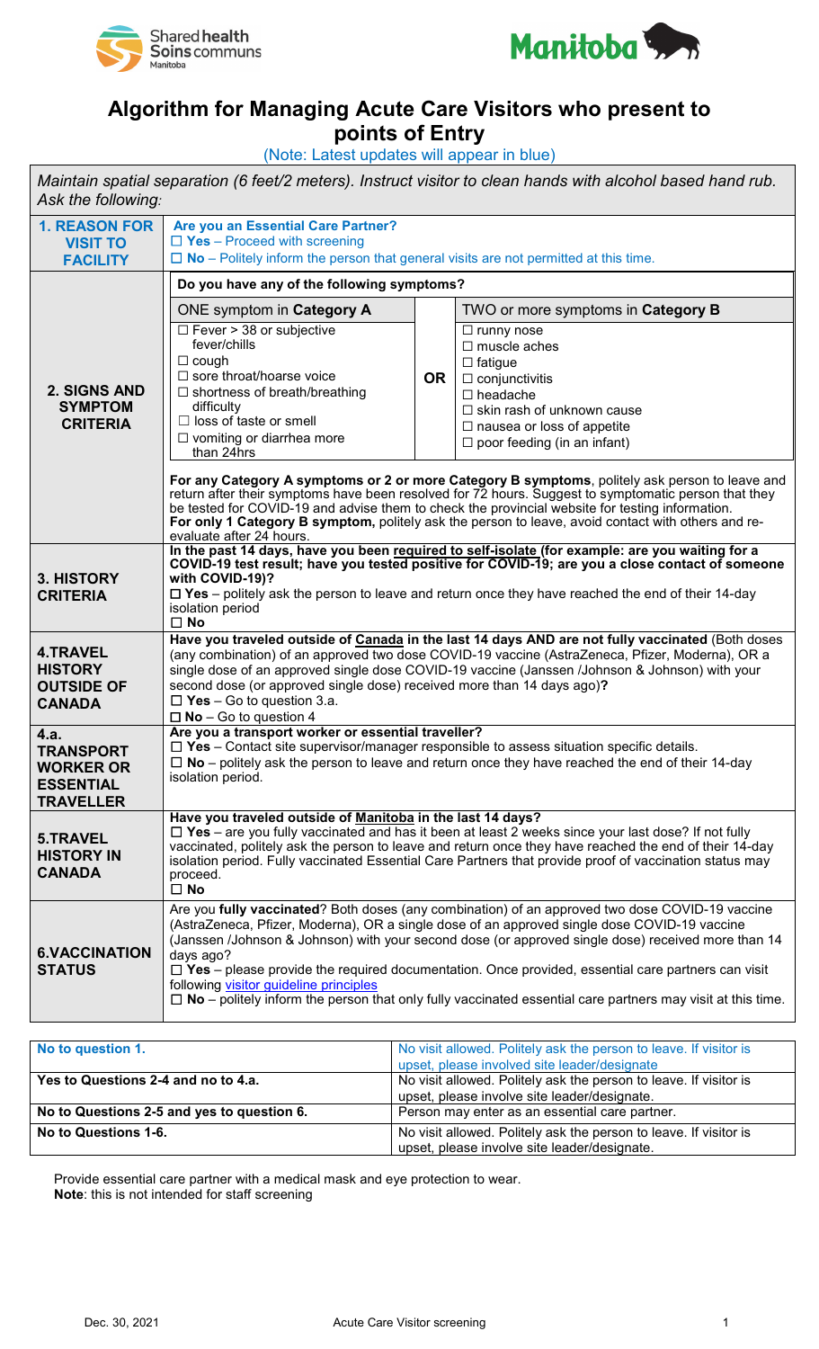# Algorithm for Managing Acute Care Visitors who present to points of Entry

(Note: Latest updates will appear in blue)

*Maintain spatial separation (6 feet/2 meters). Instruct visitor to clean hands with alcohol based hand rub. Ask the following:*

| | |
|---|---|
| **1. REASON FOR VISIT TO FACILITY** | **Are you an Essential Care Partner?**<br>☐ **Yes** – Proceed with screening<br>☐ **No** – Politely inform the person that general visits are not permitted at this time. |
| **2. SIGNS AND SYMPTOM CRITERIA** | **Do you have any of the following symptoms?**<br><br>ONE symptom in **Category A**: ☐ Fever > 38 or subjective fever/chills ☐ cough ☐ sore throat/hoarse voice ☐ shortness of breath/breathing difficulty ☐ loss of taste or smell ☐ vomiting or diarrhea more than 24hrs<br><br>**OR**<br><br>TWO or more symptoms in **Category B**: ☐ runny nose ☐ muscle aches ☐ fatigue ☐ conjunctivitis ☐ headache ☐ skin rash of unknown cause ☐ nausea or loss of appetite ☐ poor feeding (in an infant)<br><br>**For any Category A symptoms or 2 or more Category B symptoms**, politely ask person to leave and return after their symptoms have been resolved for 72 hours. Suggest to symptomatic person that they be tested for COVID-19 and advise them to check the provincial website for testing information.<br>**For only 1 Category B symptom,** politely ask the person to leave, avoid contact with others and re-evaluate after 24 hours. |
| **3. HISTORY CRITERIA** | **In the past 14 days, have you been required to self-isolate (for example: are you waiting for a COVID-19 test result; have you tested positive for COVID-19; are you a close contact of someone with COVID-19)?**<br>☐ **Yes** – politely ask the person to leave and return once they have reached the end of their 14-day isolation period<br>☐ **No** |
| **4.TRAVEL HISTORY OUTSIDE OF CANADA** | **Have you traveled outside of Canada in the last 14 days AND are not fully vaccinated** (Both doses (any combination) of an approved two dose COVID-19 vaccine (AstraZeneca, Pfizer, Moderna), OR a single dose of an approved single dose COVID-19 vaccine (Janssen /Johnson & Johnson) with your second dose (or approved single dose) received more than 14 days ago)**?**<br>☐ **Yes** – Go to question 3.a.<br>☐ **No** – Go to question 4 |
| **4.a. TRANSPORT WORKER OR ESSENTIAL TRAVELLER** | **Are you a transport worker or essential traveller?**<br>☐ **Yes** – Contact site supervisor/manager responsible to assess situation specific details.<br>☐ **No** – politely ask the person to leave and return once they have reached the end of their 14-day isolation period. |
| **5.TRAVEL HISTORY IN CANADA** | **Have you traveled outside of Manitoba in the last 14 days?**<br>☐ **Yes** – are you fully vaccinated and has it been at least 2 weeks since your last dose? If not fully vaccinated, politely ask the person to leave and return once they have reached the end of their 14-day isolation period. Fully vaccinated Essential Care Partners that provide proof of vaccination status may proceed.<br>☐ **No** |
| **6.VACCINATION STATUS** | Are you **fully vaccinated**? Both doses (any combination) of an approved two dose COVID-19 vaccine (AstraZeneca, Pfizer, Moderna), OR a single dose of an approved single dose COVID-19 vaccine (Janssen /Johnson & Johnson) with your second dose (or approved single dose) received more than 14 days ago?<br>☐ **Yes** – please provide the required documentation. Once provided, essential care partners can visit following visitor guideline principles<br>☐ **No** – politely inform the person that only fully vaccinated essential care partners may visit at this time. |

| | |
|---|---|
| **No to question 1.** | No visit allowed. Politely ask the person to leave. If visitor is upset, please involved site leader/designate |
| **Yes to Questions 2-4 and no to 4.a.** | No visit allowed. Politely ask the person to leave. If visitor is upset, please involve site leader/designate. |
| **No to Questions 2-5 and yes to question 6.** | Person may enter as an essential care partner. |
| **No to Questions 1-6.** | No visit allowed. Politely ask the person to leave. If visitor is upset, please involve site leader/designate. |

Provide essential care partner with a medical mask and eye protection to wear.
**Note**: this is not intended for staff screening

Dec. 30, 2021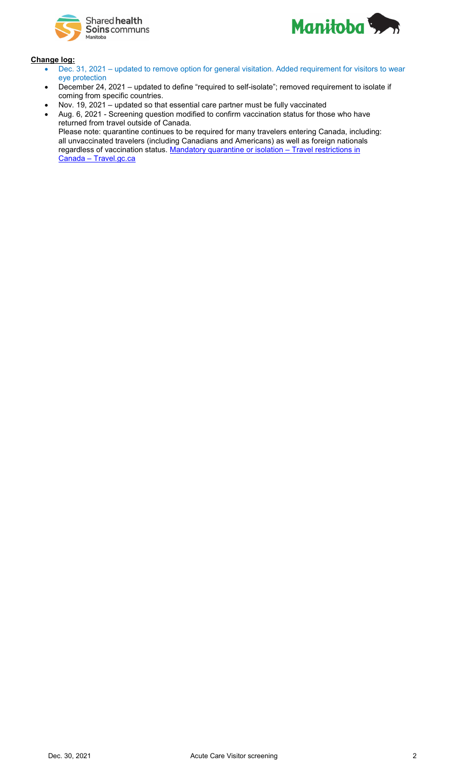**Change log:**

- Dec. 31, 2021 – updated to remove option for general visitation. Added requirement for visitors to wear eye protection
- December 24, 2021 – updated to define "required to self-isolate"; removed requirement to isolate if coming from specific countries.
- Nov. 19, 2021 – updated so that essential care partner must be fully vaccinated
- Aug. 6, 2021 - Screening question modified to confirm vaccination status for those who have returned from travel outside of Canada.
  Please note: quarantine continues to be required for many travelers entering Canada, including: all unvaccinated travelers (including Canadians and Americans) as well as foreign nationals regardless of vaccination status. [Mandatory quarantine or isolation – Travel restrictions in Canada – Travel.gc.ca]